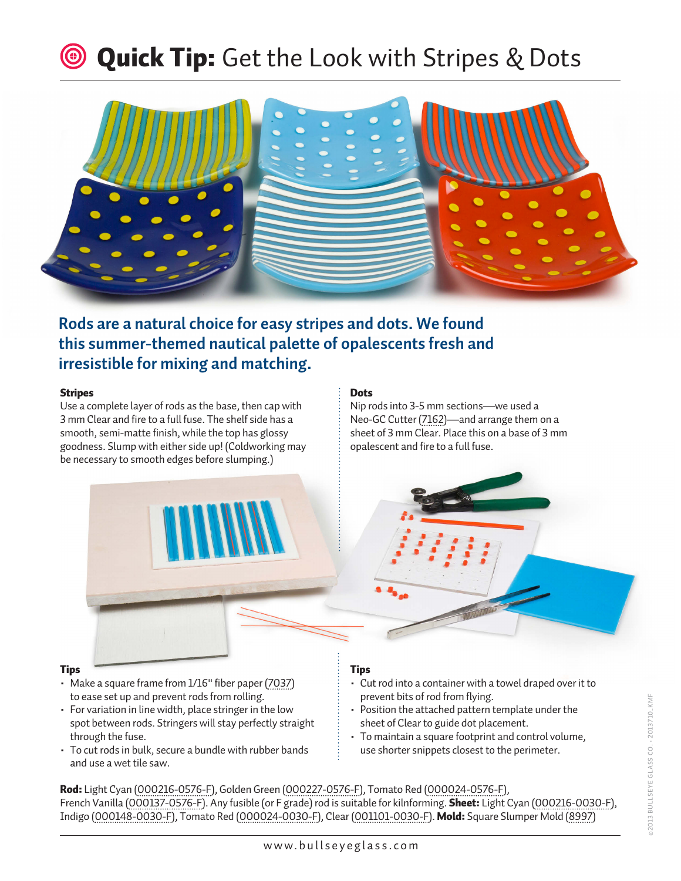# Quick Tip: Get the Look with Stripes & Dots

**Rods are a natural choice for easy stripes and dots. We found this summer-themed nautical palette of opalescents fresh and irresistible for mixing and matching.**

## Stripes

Use a complete layer of rods as the base, then cap with 3 mm Clear and fire to a full fuse. The shelf side has a smooth, semi-matte finish, while the top has glossy goodness. Slump with either side up! (Coldworking may be necessary to smooth edges before slumping.)

### Tips

- Make a square frame from 1/16" fiber paper (7037) to ease set up and prevent rods from rolling.
- For variation in line width, place stringer in the low spot between rods. Stringers will stay perfectly straight through the fuse.
- To cut rods in bulk, secure a bundle with rubber bands and use a wet tile saw.

## Dots

Nip rods into 3-5 mm sections—we used a Neo-GC Cutter (7162)—and arrange them on a sheet of 3 mm Clear. Place this on a base of 3 mm opalescent and fire to a full fuse.

### Tips

- Cut rod into a container with a towel draped over it to prevent bits of rod from flying.
- Position the attached pattern template under the sheet of Clear to guide dot placement.
- To maintain a square footprint and control volume, use shorter snippets closest to the perimeter.

**Rod:** Light Cyan (000216-0576-F), Golden Green (000227-0576-F), Tomato Red (000024-0576-F), French Vanilla (000137-0576-F). Any fusible (or F grade) rod is suitable for kilnforming. **Sheet:** Light Cyan (000216-0030-F), Indigo (000148-0030-F), Tomato Red (000024-0030-F), Clear (001101-0030-F). **Mold:** Square Slumper Mold (8997)

www.bullseyeglass.com

©2013 BULLSEYE GLASS CO. · 2013710_KMF